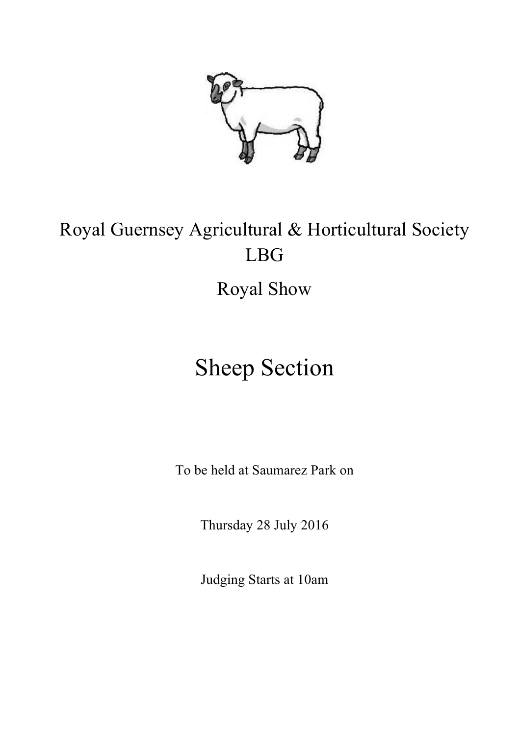Royal Guernsey Agricultural & Horticultural Society LBG

Royal Show

# Sheep Section

To be held at Saumarez Park on

Thursday 28 July 2016

Judging Starts at 10am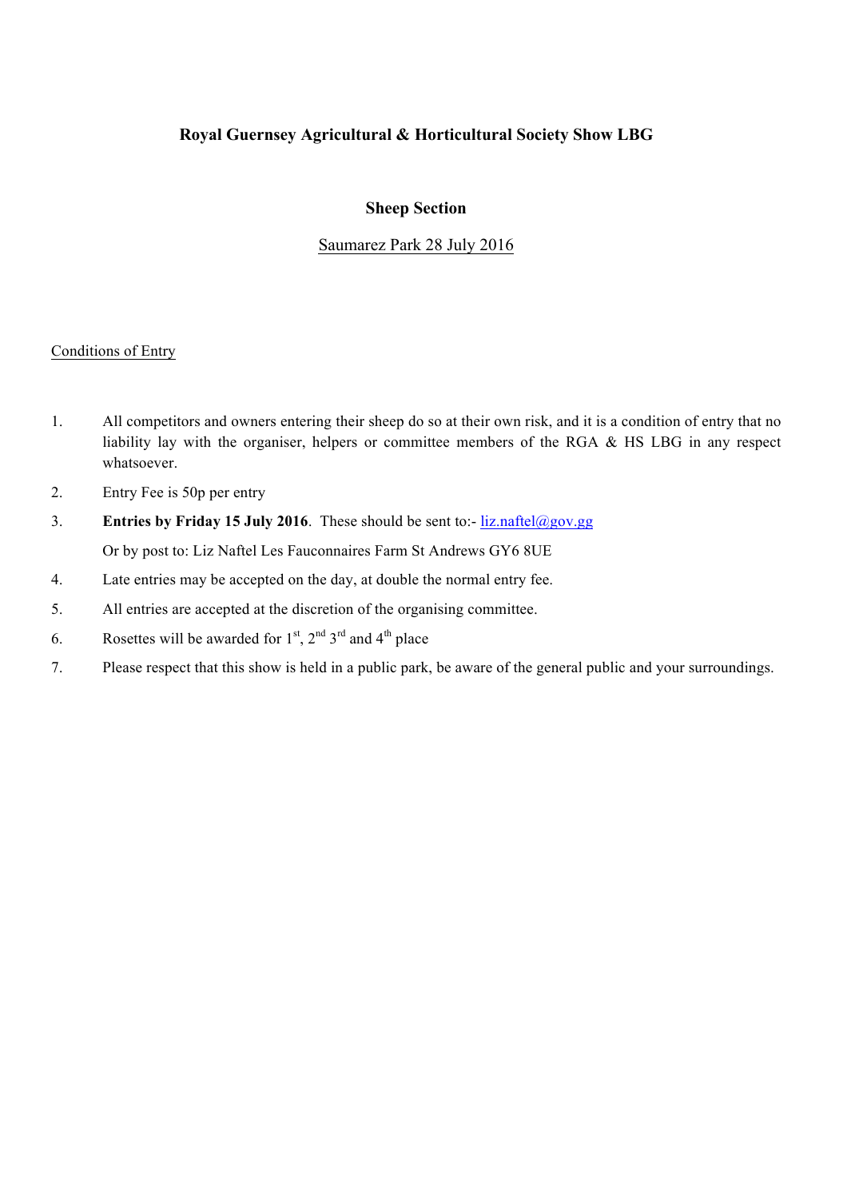# Royal Guernsey Agricultural & Horticultural Society Show LBG

## Sheep Section

Saumarez Park 28 July 2016

Conditions of Entry

1. All competitors and owners entering their sheep do so at their own risk, and it is a condition of entry that no liability lay with the organiser, helpers or committee members of the RGA & HS LBG in any respect whatsoever.
2. Entry Fee is 50p per entry
3. **Entries by Friday 15 July 2016**. These should be sent to:- liz.naftel@gov.gg

   Or by post to: Liz Naftel Les Fauconnaires Farm St Andrews GY6 8UE
4. Late entries may be accepted on the day, at double the normal entry fee.
5. All entries are accepted at the discretion of the organising committee.
6. Rosettes will be awarded for 1st, 2nd 3rd and 4th place
7. Please respect that this show is held in a public park, be aware of the general public and your surroundings.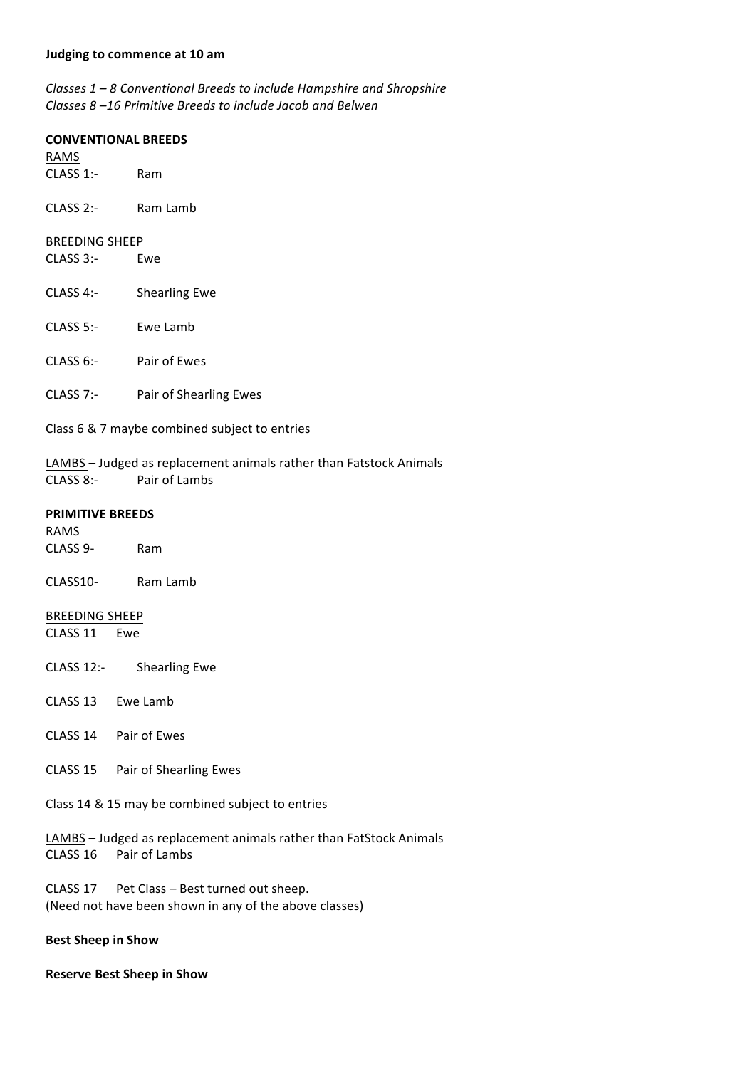**Judging to commence at 10 am**

*Classes 1 – 8 Conventional Breeds to include Hampshire and Shropshire*
*Classes 8 –16 Primitive Breeds to include Jacob and Belwen*

**CONVENTIONAL BREEDS**

<u>RAMS</u>

CLASS 1:- Ram

CLASS 2:- Ram Lamb

<u>BREEDING SHEEP</u>

CLASS 3:- Ewe

CLASS 4:- Shearling Ewe

CLASS 5:- Ewe Lamb

CLASS 6:- Pair of Ewes

CLASS 7:- Pair of Shearling Ewes

Class 6 & 7 maybe combined subject to entries

<u>LAMBS</u> – Judged as replacement animals rather than Fatstock Animals

CLASS 8:- Pair of Lambs

**PRIMITIVE BREEDS**

<u>RAMS</u>

CLASS 9- Ram

CLASS10- Ram Lamb

<u>BREEDING SHEEP</u>

CLASS 11 Ewe

CLASS 12:- Shearling Ewe

CLASS 13 Ewe Lamb

CLASS 14 Pair of Ewes

CLASS 15 Pair of Shearling Ewes

Class 14 & 15 may be combined subject to entries

<u>LAMBS</u> – Judged as replacement animals rather than FatStock Animals

CLASS 16 Pair of Lambs

CLASS 17 Pet Class – Best turned out sheep.
(Need not have been shown in any of the above classes)

**Best Sheep in Show**

**Reserve Best Sheep in Show**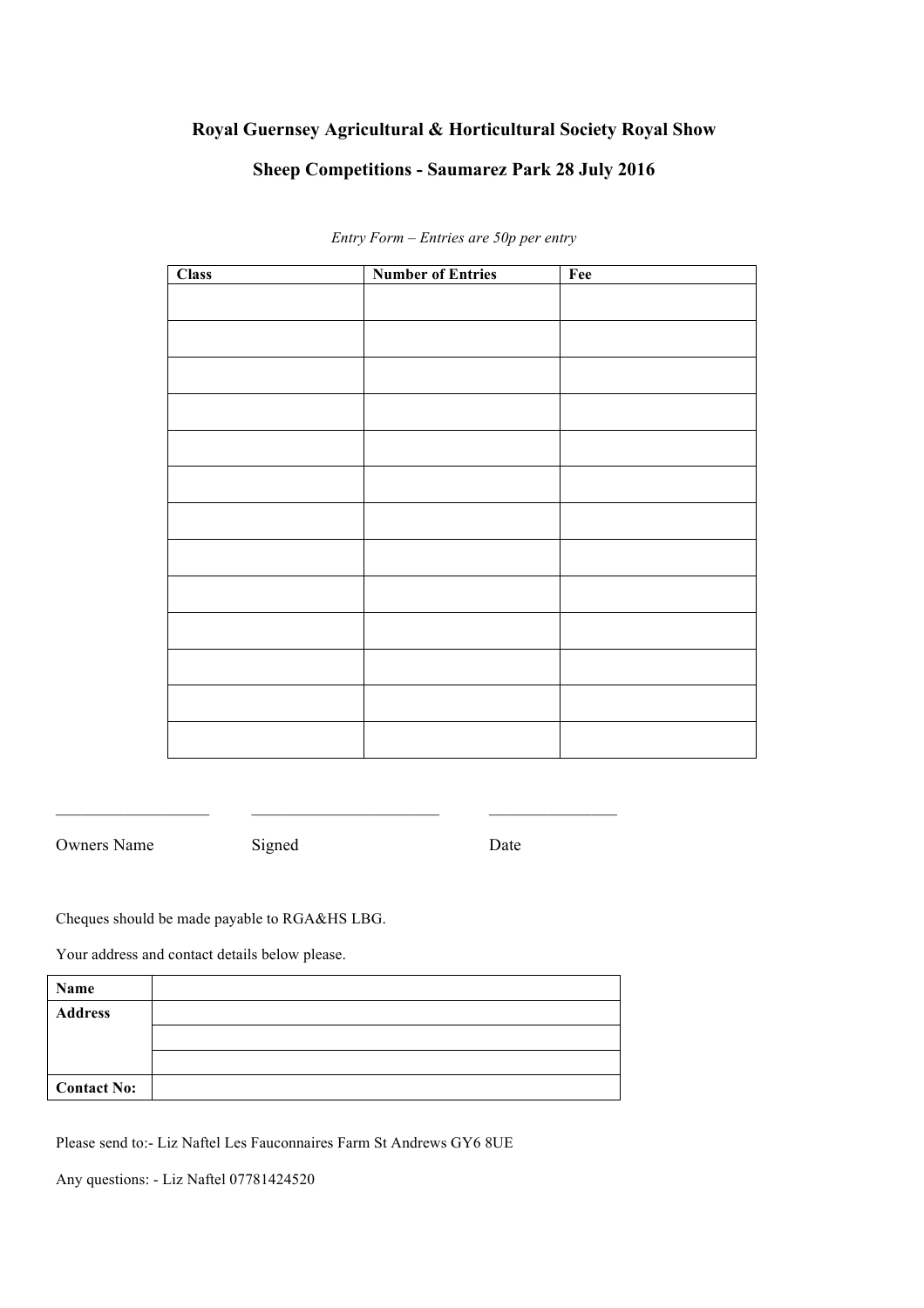**Royal Guernsey Agricultural & Horticultural Society Royal Show**

**Sheep Competitions - Saumarez Park 28 July 2016**

*Entry Form – Entries are 50p per entry*

| Class | Number of Entries | Fee |
|---|---|---|
| | | |
| | | |
| | | |
| | | |
| | | |
| | | |
| | | |
| | | |
| | | |
| | | |
| | | |
| | | |
| | | |

\_\_\_\_\_\_\_\_\_\_\_\_\_\_\_\_\_\_\_\_ \_\_\_\_\_\_\_\_\_\_\_\_\_\_\_\_\_\_\_\_\_\_\_\_ \_\_\_\_\_\_\_\_\_\_\_\_\_\_\_\_\_

Owners Name Signed Date

Cheques should be made payable to RGA&HS LBG.

Your address and contact details below please.

| | |
|---|---|
| **Name** | |
| **Address** | |
| | |
| | |
| **Contact No:** | |

Please send to:- Liz Naftel Les Fauconnaires Farm St Andrews GY6 8UE

Any questions: - Liz Naftel 07781424520